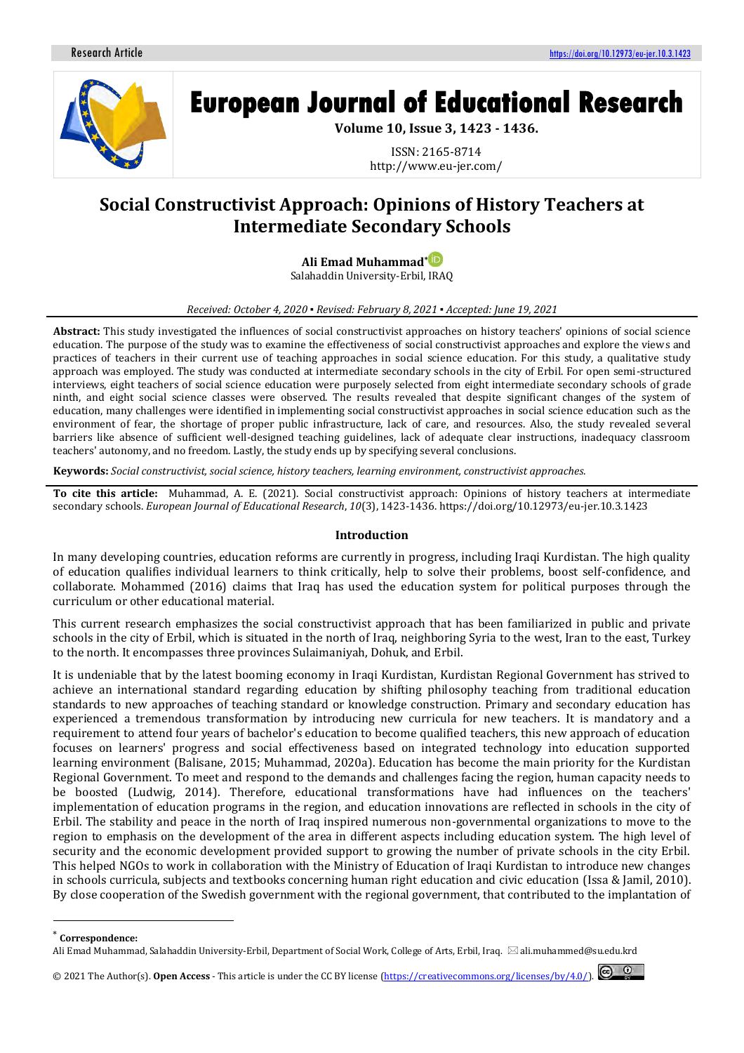# Social Constructivist Approach: Opinions of History Teachers at Intermediate Secondary Schools

**Ali Emad Muhammad***
Salahaddin University-Erbil, IRAQ

*Received: October 4, 2020 ▪ Revised: February 8, 2021 ▪ Accepted: June 19, 2021*

**Abstract:** This study investigated the influences of social constructivist approaches on history teachers' opinions of social science education. The purpose of the study was to examine the effectiveness of social constructivist approaches and explore the views and practices of teachers in their current use of teaching approaches in social science education. For this study, a qualitative study approach was employed. The study was conducted at intermediate secondary schools in the city of Erbil. For open semi-structured interviews, eight teachers of social science education were purposely selected from eight intermediate secondary schools of grade ninth, and eight social science classes were observed. The results revealed that despite significant changes of the system of education, many challenges were identified in implementing social constructivist approaches in social science education such as the environment of fear, the shortage of proper public infrastructure, lack of care, and resources. Also, the study revealed several barriers like absence of sufficient well-designed teaching guidelines, lack of adequate clear instructions, inadequacy classroom teachers' autonomy, and no freedom. Lastly, the study ends up by specifying several conclusions.

**Keywords:** *Social constructivist, social science, history teachers, learning environment, constructivist approaches.*

**To cite this article:** Muhammad, A. E. (2021). Social constructivist approach: Opinions of history teachers at intermediate secondary schools. *European Journal of Educational Research*, *10*(3), 1423-1436. https://doi.org/10.12973/eu-jer.10.3.1423

## Introduction

In many developing countries, education reforms are currently in progress, including Iraqi Kurdistan. The high quality of education qualifies individual learners to think critically, help to solve their problems, boost self-confidence, and collaborate. Mohammed (2016) claims that Iraq has used the education system for political purposes through the curriculum or other educational material.

This current research emphasizes the social constructivist approach that has been familiarized in public and private schools in the city of Erbil, which is situated in the north of Iraq, neighboring Syria to the west, Iran to the east, Turkey to the north. It encompasses three provinces Sulaimaniyah, Dohuk, and Erbil.

It is undeniable that by the latest booming economy in Iraqi Kurdistan, Kurdistan Regional Government has strived to achieve an international standard regarding education by shifting philosophy teaching from traditional education standards to new approaches of teaching standard or knowledge construction. Primary and secondary education has experienced a tremendous transformation by introducing new curricula for new teachers. It is mandatory and a requirement to attend four years of bachelor's education to become qualified teachers, this new approach of education focuses on learners' progress and social effectiveness based on integrated technology into education supported learning environment (Balisane, 2015; Muhammad, 2020a). Education has become the main priority for the Kurdistan Regional Government. To meet and respond to the demands and challenges facing the region, human capacity needs to be boosted (Ludwig, 2014). Therefore, educational transformations have had influences on the teachers' implementation of education programs in the region, and education innovations are reflected in schools in the city of Erbil. The stability and peace in the north of Iraq inspired numerous non-governmental organizations to move to the region to emphasis on the development of the area in different aspects including education system. The high level of security and the economic development provided support to growing the number of private schools in the city Erbil. This helped NGOs to work in collaboration with the Ministry of Education of Iraqi Kurdistan to introduce new changes in schools curricula, subjects and textbooks concerning human right education and civic education (Issa & Jamil, 2010). By close cooperation of the Swedish government with the regional government, that contributed to the implantation of

---

* **Correspondence:**
Ali Emad Muhammad, Salahaddin University-Erbil, Department of Social Work, College of Arts, Erbil, Iraq. ali.muhammed@su.edu.krd

© 2021 The Author(s). **Open Access** - This article is under the CC BY license (https://creativecommons.org/licenses/by/4.0/).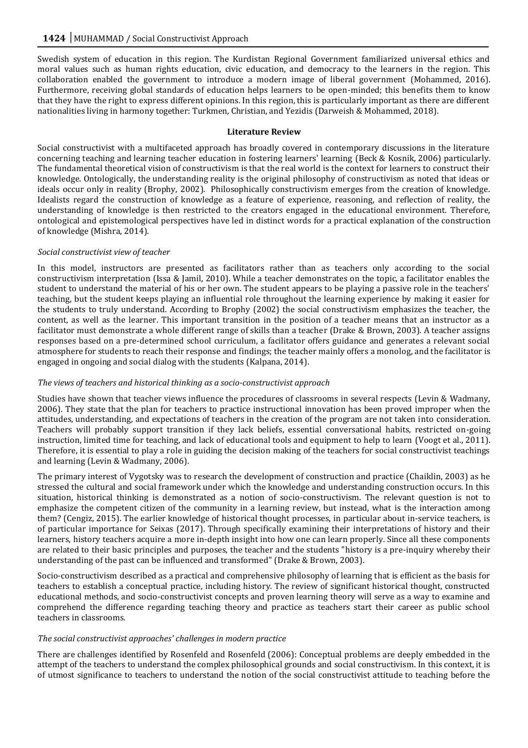Swedish system of education in this region. The Kurdistan Regional Government familiarized universal ethics and moral values such as human rights education, civic education, and democracy to the learners in the region. This collaboration enabled the government to introduce a modern image of liberal government (Mohammed, 2016). Furthermore, receiving global standards of education helps learners to be open-minded; this benefits them to know that they have the right to express different opinions. In this region, this is particularly important as there are different nationalities living in harmony together: Turkmen, Christian, and Yezidis (Darweish & Mohammed, 2018).

## Literature Review

Social constructivist with a multifaceted approach has broadly covered in contemporary discussions in the literature concerning teaching and learning teacher education in fostering learners' learning (Beck & Kosnik, 2006) particularly. The fundamental theoretical vision of constructivism is that the real world is the context for learners to construct their knowledge. Ontologically, the understanding reality is the original philosophy of constructivism as noted that ideas or ideals occur only in reality (Brophy, 2002). Philosophically constructivism emerges from the creation of knowledge. Idealists regard the construction of knowledge as a feature of experience, reasoning, and reflection of reality, the understanding of knowledge is then restricted to the creators engaged in the educational environment. Therefore, ontological and epistemological perspectives have led in distinct words for a practical explanation of the construction of knowledge (Mishra, 2014).

### *Social constructivist view of teacher*

In this model, instructors are presented as facilitators rather than as teachers only according to the social constructivism interpretation (Issa & Jamil, 2010). While a teacher demonstrates on the topic, a facilitator enables the student to understand the material of his or her own. The student appears to be playing a passive role in the teachers' teaching, but the student keeps playing an influential role throughout the learning experience by making it easier for the students to truly understand. According to Brophy (2002) the social constructivism emphasizes the teacher, the content, as well as the learner. This important transition in the position of a teacher means that an instructor as a facilitator must demonstrate a whole different range of skills than a teacher (Drake & Brown, 2003). A teacher assigns responses based on a pre-determined school curriculum, a facilitator offers guidance and generates a relevant social atmosphere for students to reach their response and findings; the teacher mainly offers a monolog, and the facilitator is engaged in ongoing and social dialog with the students (Kalpana, 2014).

### *The views of teachers and historical thinking as a socio-constructivist approach*

Studies have shown that teacher views influence the procedures of classrooms in several respects (Levin & Wadmany, 2006). They state that the plan for teachers to practice instructional innovation has been proved improper when the attitudes, understanding, and expectations of teachers in the creation of the program are not taken into consideration. Teachers will probably support transition if they lack beliefs, essential conversational habits, restricted on-going instruction, limited time for teaching, and lack of educational tools and equipment to help to learn (Voogt et al., 2011). Therefore, it is essential to play a role in guiding the decision making of the teachers for social constructivist teachings and learning (Levin & Wadmany, 2006).

The primary interest of Vygotsky was to research the development of construction and practice (Chaiklin, 2003) as he stressed the cultural and social framework under which the knowledge and understanding construction occurs. In this situation, historical thinking is demonstrated as a notion of socio-constructivism. The relevant question is not to emphasize the competent citizen of the community in a learning review, but instead, what is the interaction among them? (Cengiz, 2015). The earlier knowledge of historical thought processes, in particular about in-service teachers, is of particular importance for Seixas (2017). Through specifically examining their interpretations of history and their learners, history teachers acquire a more in-depth insight into how one can learn properly. Since all these components are related to their basic principles and purposes, the teacher and the students "history is a pre-inquiry whereby their understanding of the past can be influenced and transformed" (Drake & Brown, 2003).

Socio-constructivism described as a practical and comprehensive philosophy of learning that is efficient as the basis for teachers to establish a conceptual practice, including history. The review of significant historical thought, constructed educational methods, and socio-constructivist concepts and proven learning theory will serve as a way to examine and comprehend the difference regarding teaching theory and practice as teachers start their career as public school teachers in classrooms.

### *The social constructivist approaches' challenges in modern practice*

There are challenges identified by Rosenfeld and Rosenfeld (2006): Conceptual problems are deeply embedded in the attempt of the teachers to understand the complex philosophical grounds and social constructivism. In this context, it is of utmost significance to teachers to understand the notion of the social constructivist attitude to teaching before the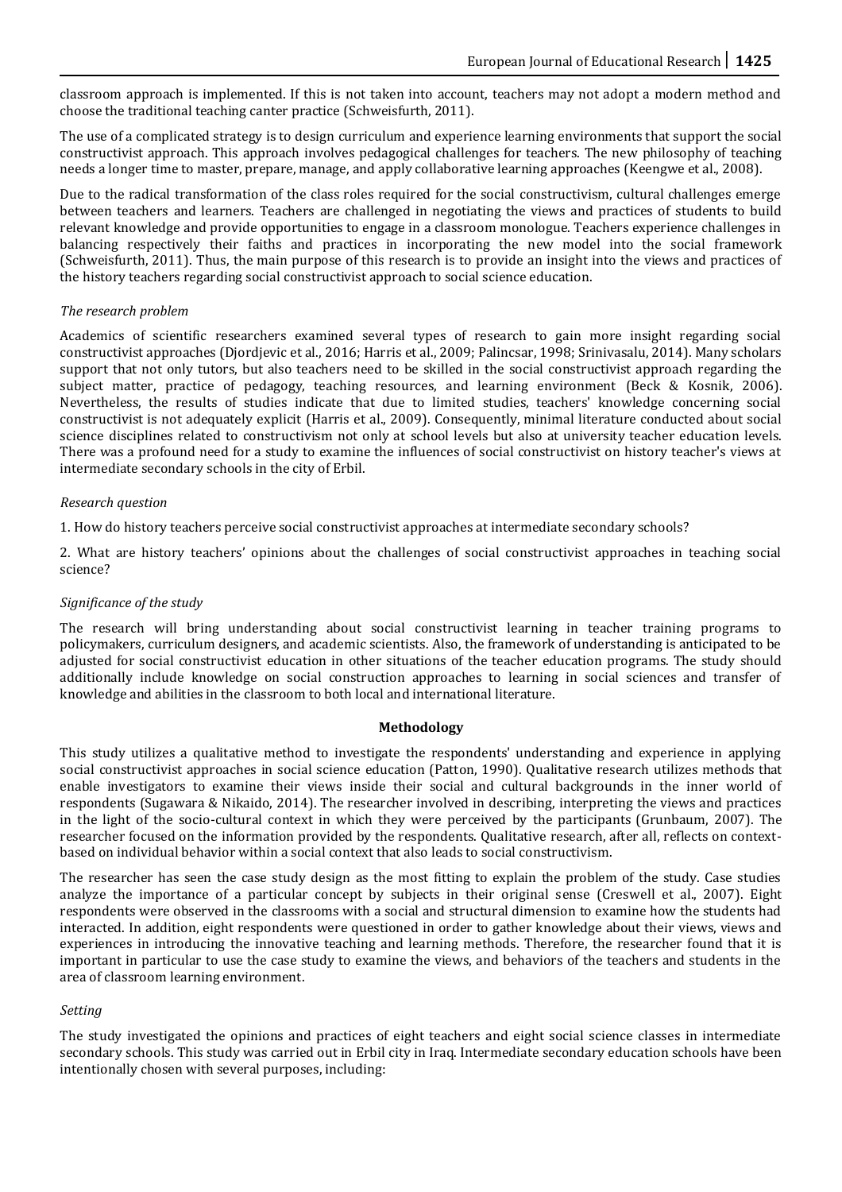classroom approach is implemented. If this is not taken into account, teachers may not adopt a modern method and choose the traditional teaching canter practice (Schweisfurth, 2011).

The use of a complicated strategy is to design curriculum and experience learning environments that support the social constructivist approach. This approach involves pedagogical challenges for teachers. The new philosophy of teaching needs a longer time to master, prepare, manage, and apply collaborative learning approaches (Keengwe et al., 2008).

Due to the radical transformation of the class roles required for the social constructivism, cultural challenges emerge between teachers and learners. Teachers are challenged in negotiating the views and practices of students to build relevant knowledge and provide opportunities to engage in a classroom monologue. Teachers experience challenges in balancing respectively their faiths and practices in incorporating the new model into the social framework (Schweisfurth, 2011). Thus, the main purpose of this research is to provide an insight into the views and practices of the history teachers regarding social constructivist approach to social science education.

*The research problem*

Academics of scientific researchers examined several types of research to gain more insight regarding social constructivist approaches (Djordjevic et al., 2016; Harris et al., 2009; Palincsar, 1998; Srinivasalu, 2014). Many scholars support that not only tutors, but also teachers need to be skilled in the social constructivist approach regarding the subject matter, practice of pedagogy, teaching resources, and learning environment (Beck & Kosnik, 2006). Nevertheless, the results of studies indicate that due to limited studies, teachers' knowledge concerning social constructivist is not adequately explicit (Harris et al., 2009). Consequently, minimal literature conducted about social science disciplines related to constructivism not only at school levels but also at university teacher education levels. There was a profound need for a study to examine the influences of social constructivist on history teacher's views at intermediate secondary schools in the city of Erbil.

*Research question*

1. How do history teachers perceive social constructivist approaches at intermediate secondary schools?

2. What are history teachers' opinions about the challenges of social constructivist approaches in teaching social science?

*Significance of the study*

The research will bring understanding about social constructivist learning in teacher training programs to policymakers, curriculum designers, and academic scientists. Also, the framework of understanding is anticipated to be adjusted for social constructivist education in other situations of the teacher education programs. The study should additionally include knowledge on social construction approaches to learning in social sciences and transfer of knowledge and abilities in the classroom to both local and international literature.

## Methodology

This study utilizes a qualitative method to investigate the respondents' understanding and experience in applying social constructivist approaches in social science education (Patton, 1990). Qualitative research utilizes methods that enable investigators to examine their views inside their social and cultural backgrounds in the inner world of respondents (Sugawara & Nikaido, 2014). The researcher involved in describing, interpreting the views and practices in the light of the socio-cultural context in which they were perceived by the participants (Grunbaum, 2007). The researcher focused on the information provided by the respondents. Qualitative research, after all, reflects on context-based on individual behavior within a social context that also leads to social constructivism.

The researcher has seen the case study design as the most fitting to explain the problem of the study. Case studies analyze the importance of a particular concept by subjects in their original sense (Creswell et al., 2007). Eight respondents were observed in the classrooms with a social and structural dimension to examine how the students had interacted. In addition, eight respondents were questioned in order to gather knowledge about their views, views and experiences in introducing the innovative teaching and learning methods. Therefore, the researcher found that it is important in particular to use the case study to examine the views, and behaviors of the teachers and students in the area of classroom learning environment.

*Setting*

The study investigated the opinions and practices of eight teachers and eight social science classes in intermediate secondary schools. This study was carried out in Erbil city in Iraq. Intermediate secondary education schools have been intentionally chosen with several purposes, including: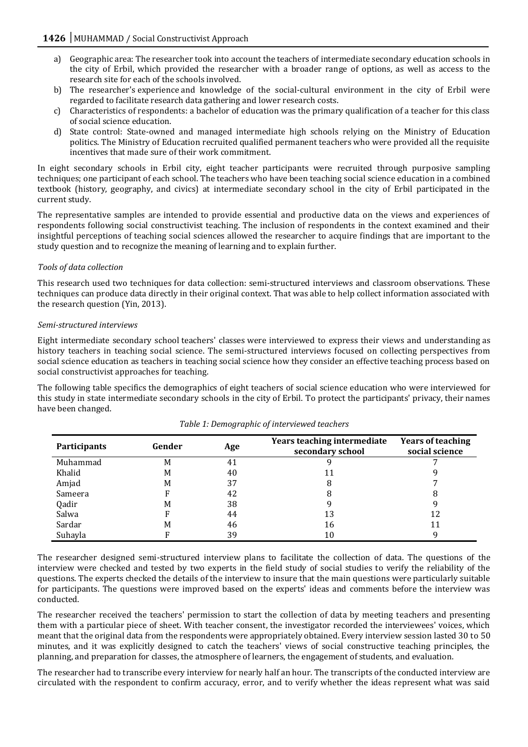a) Geographic area: The researcher took into account the teachers of intermediate secondary education schools in the city of Erbil, which provided the researcher with a broader range of options, as well as access to the research site for each of the schools involved.
b) The researcher's experience and knowledge of the social-cultural environment in the city of Erbil were regarded to facilitate research data gathering and lower research costs.
c) Characteristics of respondents: a bachelor of education was the primary qualification of a teacher for this class of social science education.
d) State control: State-owned and managed intermediate high schools relying on the Ministry of Education politics. The Ministry of Education recruited qualified permanent teachers who were provided all the requisite incentives that made sure of their work commitment.

In eight secondary schools in Erbil city, eight teacher participants were recruited through purposive sampling techniques; one participant of each school. The teachers who have been teaching social science education in a combined textbook (history, geography, and civics) at intermediate secondary school in the city of Erbil participated in the current study.

The representative samples are intended to provide essential and productive data on the views and experiences of respondents following social constructivist teaching. The inclusion of respondents in the context examined and their insightful perceptions of teaching social sciences allowed the researcher to acquire findings that are important to the study question and to recognize the meaning of learning and to explain further.

*Tools of data collection*

This research used two techniques for data collection: semi-structured interviews and classroom observations. These techniques can produce data directly in their original context. That was able to help collect information associated with the research question (Yin, 2013).

*Semi-structured interviews*

Eight intermediate secondary school teachers' classes were interviewed to express their views and understanding as history teachers in teaching social science. The semi-structured interviews focused on collecting perspectives from social science education as teachers in teaching social science how they consider an effective teaching process based on social constructivist approaches for teaching.

The following table specifics the demographics of eight teachers of social science education who were interviewed for this study in state intermediate secondary schools in the city of Erbil. To protect the participants' privacy, their names have been changed.

*Table 1: Demographic of interviewed teachers*

| Participants | Gender | Age | Years teaching intermediate secondary school | Years of teaching social science |
|---|---|---|---|---|
| Muhammad | M | 41 | 9 | 7 |
| Khalid | M | 40 | 11 | 9 |
| Amjad | M | 37 | 8 | 7 |
| Sameera | F | 42 | 8 | 8 |
| Qadir | M | 38 | 9 | 9 |
| Salwa | F | 44 | 13 | 12 |
| Sardar | M | 46 | 16 | 11 |
| Suhayla | F | 39 | 10 | 9 |

The researcher designed semi-structured interview plans to facilitate the collection of data. The questions of the interview were checked and tested by two experts in the field study of social studies to verify the reliability of the questions. The experts checked the details of the interview to insure that the main questions were particularly suitable for participants. The questions were improved based on the experts' ideas and comments before the interview was conducted.

The researcher received the teachers' permission to start the collection of data by meeting teachers and presenting them with a particular piece of sheet. With teacher consent, the investigator recorded the interviewees' voices, which meant that the original data from the respondents were appropriately obtained. Every interview session lasted 30 to 50 minutes, and it was explicitly designed to catch the teachers' views of social constructive teaching principles, the planning, and preparation for classes, the atmosphere of learners, the engagement of students, and evaluation.

The researcher had to transcribe every interview for nearly half an hour. The transcripts of the conducted interview are circulated with the respondent to confirm accuracy, error, and to verify whether the ideas represent what was said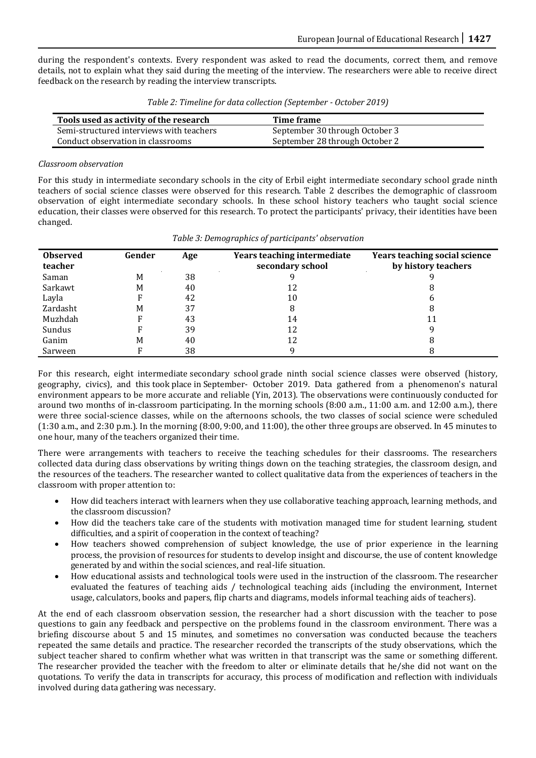during the respondent's contexts. Every respondent was asked to read the documents, correct them, and remove details, not to explain what they said during the meeting of the interview. The researchers were able to receive direct feedback on the research by reading the interview transcripts.

*Table 2: Timeline for data collection (September - October 2019)*

| Tools used as activity of the research | Time frame |
|---|---|
| Semi-structured interviews with teachers | September 30 through October 3 |
| Conduct observation in classrooms | September 28 through October 2 |

*Classroom observation*

For this study in intermediate secondary schools in the city of Erbil eight intermediate secondary school grade ninth teachers of social science classes were observed for this research. Table 2 describes the demographic of classroom observation of eight intermediate secondary schools. In these school history teachers who taught social science education, their classes were observed for this research. To protect the participants' privacy, their identities have been changed.

*Table 3: Demographics of participants' observation*

| Observed teacher | Gender | Age | Years teaching intermediate secondary school | Years teaching social science by history teachers |
|---|---|---|---|---|
| Saman | M | 38 | 9 | 9 |
| Sarkawt | M | 40 | 12 | 8 |
| Layla | F | 42 | 10 | 6 |
| Zardasht | M | 37 | 8 | 8 |
| Muzhdah | F | 43 | 14 | 11 |
| Sundus | F | 39 | 12 | 9 |
| Ganim | M | 40 | 12 | 8 |
| Sarween | F | 38 | 9 | 8 |

For this research, eight intermediate secondary school grade ninth social science classes were observed (history, geography, civics), and this took place in September- October 2019. Data gathered from a phenomenon's natural environment appears to be more accurate and reliable (Yin, 2013). The observations were continuously conducted for around two months of in-classroom participating. In the morning schools (8:00 a.m., 11:00 a.m. and 12:00 a.m.), there were three social-science classes, while on the afternoons schools, the two classes of social science were scheduled (1:30 a.m., and 2:30 p.m.). In the morning (8:00, 9:00, and 11:00), the other three groups are observed. In 45 minutes to one hour, many of the teachers organized their time.

There were arrangements with teachers to receive the teaching schedules for their classrooms. The researchers collected data during class observations by writing things down on the teaching strategies, the classroom design, and the resources of the teachers. The researcher wanted to collect qualitative data from the experiences of teachers in the classroom with proper attention to:

- How did teachers interact with learners when they use collaborative teaching approach, learning methods, and the classroom discussion?
- How did the teachers take care of the students with motivation managed time for student learning, student difficulties, and a spirit of cooperation in the context of teaching?
- How teachers showed comprehension of subject knowledge, the use of prior experience in the learning process, the provision of resources for students to develop insight and discourse, the use of content knowledge generated by and within the social sciences, and real-life situation.
- How educational assists and technological tools were used in the instruction of the classroom. The researcher evaluated the features of teaching aids / technological teaching aids (including the environment, Internet usage, calculators, books and papers, flip charts and diagrams, models informal teaching aids of teachers).

At the end of each classroom observation session, the researcher had a short discussion with the teacher to pose questions to gain any feedback and perspective on the problems found in the classroom environment. There was a briefing discourse about 5 and 15 minutes, and sometimes no conversation was conducted because the teachers repeated the same details and practice. The researcher recorded the transcripts of the study observations, which the subject teacher shared to confirm whether what was written in that transcript was the same or something different. The researcher provided the teacher with the freedom to alter or eliminate details that he/she did not want on the quotations. To verify the data in transcripts for accuracy, this process of modification and reflection with individuals involved during data gathering was necessary.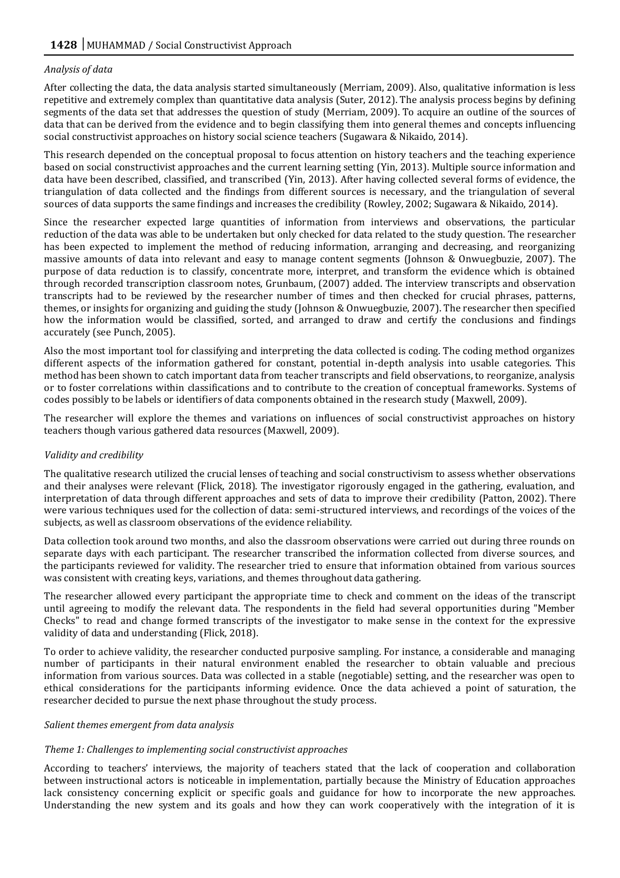*Analysis of data*

After collecting the data, the data analysis started simultaneously (Merriam, 2009). Also, qualitative information is less repetitive and extremely complex than quantitative data analysis (Suter, 2012). The analysis process begins by defining segments of the data set that addresses the question of study (Merriam, 2009). To acquire an outline of the sources of data that can be derived from the evidence and to begin classifying them into general themes and concepts influencing social constructivist approaches on history social science teachers (Sugawara & Nikaido, 2014).

This research depended on the conceptual proposal to focus attention on history teachers and the teaching experience based on social constructivist approaches and the current learning setting (Yin, 2013). Multiple source information and data have been described, classified, and transcribed (Yin, 2013). After having collected several forms of evidence, the triangulation of data collected and the findings from different sources is necessary, and the triangulation of several sources of data supports the same findings and increases the credibility (Rowley, 2002; Sugawara & Nikaido, 2014).

Since the researcher expected large quantities of information from interviews and observations, the particular reduction of the data was able to be undertaken but only checked for data related to the study question. The researcher has been expected to implement the method of reducing information, arranging and decreasing, and reorganizing massive amounts of data into relevant and easy to manage content segments (Johnson & Onwuegbuzie, 2007). The purpose of data reduction is to classify, concentrate more, interpret, and transform the evidence which is obtained through recorded transcription classroom notes, Grunbaum, (2007) added. The interview transcripts and observation transcripts had to be reviewed by the researcher number of times and then checked for crucial phrases, patterns, themes, or insights for organizing and guiding the study (Johnson & Onwuegbuzie, 2007). The researcher then specified how the information would be classified, sorted, and arranged to draw and certify the conclusions and findings accurately (see Punch, 2005).

Also the most important tool for classifying and interpreting the data collected is coding. The coding method organizes different aspects of the information gathered for constant, potential in-depth analysis into usable categories. This method has been shown to catch important data from teacher transcripts and field observations, to reorganize, analysis or to foster correlations within classifications and to contribute to the creation of conceptual frameworks. Systems of codes possibly to be labels or identifiers of data components obtained in the research study (Maxwell, 2009).

The researcher will explore the themes and variations on influences of social constructivist approaches on history teachers though various gathered data resources (Maxwell, 2009).

*Validity and credibility*

The qualitative research utilized the crucial lenses of teaching and social constructivism to assess whether observations and their analyses were relevant (Flick, 2018). The investigator rigorously engaged in the gathering, evaluation, and interpretation of data through different approaches and sets of data to improve their credibility (Patton, 2002). There were various techniques used for the collection of data: semi-structured interviews, and recordings of the voices of the subjects, as well as classroom observations of the evidence reliability.

Data collection took around two months, and also the classroom observations were carried out during three rounds on separate days with each participant. The researcher transcribed the information collected from diverse sources, and the participants reviewed for validity. The researcher tried to ensure that information obtained from various sources was consistent with creating keys, variations, and themes throughout data gathering.

The researcher allowed every participant the appropriate time to check and comment on the ideas of the transcript until agreeing to modify the relevant data. The respondents in the field had several opportunities during "Member Checks" to read and change formed transcripts of the investigator to make sense in the context for the expressive validity of data and understanding (Flick, 2018).

To order to achieve validity, the researcher conducted purposive sampling. For instance, a considerable and managing number of participants in their natural environment enabled the researcher to obtain valuable and precious information from various sources. Data was collected in a stable (negotiable) setting, and the researcher was open to ethical considerations for the participants informing evidence. Once the data achieved a point of saturation, the researcher decided to pursue the next phase throughout the study process.

*Salient themes emergent from data analysis*

*Theme 1: Challenges to implementing social constructivist approaches*

According to teachers' interviews, the majority of teachers stated that the lack of cooperation and collaboration between instructional actors is noticeable in implementation, partially because the Ministry of Education approaches lack consistency concerning explicit or specific goals and guidance for how to incorporate the new approaches. Understanding the new system and its goals and how they can work cooperatively with the integration of it is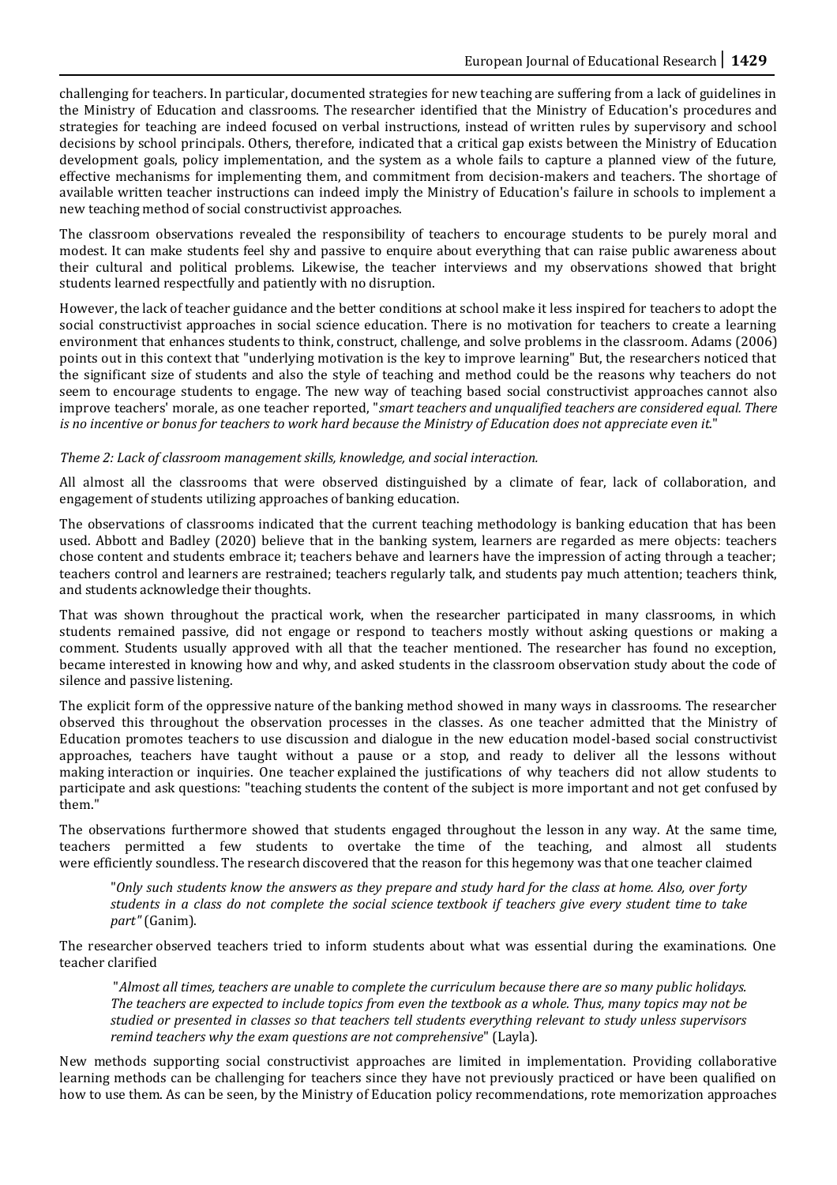challenging for teachers. In particular, documented strategies for new teaching are suffering from a lack of guidelines in the Ministry of Education and classrooms. The researcher identified that the Ministry of Education's procedures and strategies for teaching are indeed focused on verbal instructions, instead of written rules by supervisory and school decisions by school principals. Others, therefore, indicated that a critical gap exists between the Ministry of Education development goals, policy implementation, and the system as a whole fails to capture a planned view of the future, effective mechanisms for implementing them, and commitment from decision-makers and teachers. The shortage of available written teacher instructions can indeed imply the Ministry of Education's failure in schools to implement a new teaching method of social constructivist approaches.

The classroom observations revealed the responsibility of teachers to encourage students to be purely moral and modest. It can make students feel shy and passive to enquire about everything that can raise public awareness about their cultural and political problems. Likewise, the teacher interviews and my observations showed that bright students learned respectfully and patiently with no disruption.

However, the lack of teacher guidance and the better conditions at school make it less inspired for teachers to adopt the social constructivist approaches in social science education. There is no motivation for teachers to create a learning environment that enhances students to think, construct, challenge, and solve problems in the classroom. Adams (2006) points out in this context that "underlying motivation is the key to improve learning" But, the researchers noticed that the significant size of students and also the style of teaching and method could be the reasons why teachers do not seem to encourage students to engage. The new way of teaching based social constructivist approaches cannot also improve teachers' morale, as one teacher reported, "*smart teachers and unqualified teachers are considered equal. There is no incentive or bonus for teachers to work hard because the Ministry of Education does not appreciate even it.*"

*Theme 2: Lack of classroom management skills, knowledge, and social interaction.*

All almost all the classrooms that were observed distinguished by a climate of fear, lack of collaboration, and engagement of students utilizing approaches of banking education.

The observations of classrooms indicated that the current teaching methodology is banking education that has been used. Abbott and Badley (2020) believe that in the banking system, learners are regarded as mere objects: teachers chose content and students embrace it; teachers behave and learners have the impression of acting through a teacher; teachers control and learners are restrained; teachers regularly talk, and students pay much attention; teachers think, and students acknowledge their thoughts.

That was shown throughout the practical work, when the researcher participated in many classrooms, in which students remained passive, did not engage or respond to teachers mostly without asking questions or making a comment. Students usually approved with all that the teacher mentioned. The researcher has found no exception, became interested in knowing how and why, and asked students in the classroom observation study about the code of silence and passive listening.

The explicit form of the oppressive nature of the banking method showed in many ways in classrooms. The researcher observed this throughout the observation processes in the classes. As one teacher admitted that the Ministry of Education promotes teachers to use discussion and dialogue in the new education model-based social constructivist approaches, teachers have taught without a pause or a stop, and ready to deliver all the lessons without making interaction or inquiries. One teacher explained the justifications of why teachers did not allow students to participate and ask questions: "teaching students the content of the subject is more important and not get confused by them."

The observations furthermore showed that students engaged throughout the lesson in any way. At the same time, teachers permitted a few students to overtake the time of the teaching, and almost all students were efficiently soundless. The research discovered that the reason for this hegemony was that one teacher claimed

> "*Only such students know the answers as they prepare and study hard for the class at home. Also, over forty students in a class do not complete the social science textbook if teachers give every student time to take part"* (Ganim).

The researcher observed teachers tried to inform students about what was essential during the examinations. One teacher clarified

> "*Almost all times, teachers are unable to complete the curriculum because there are so many public holidays. The teachers are expected to include topics from even the textbook as a whole. Thus, many topics may not be studied or presented in classes so that teachers tell students everything relevant to study unless supervisors remind teachers why the exam questions are not comprehensive*" (Layla).

New methods supporting social constructivist approaches are limited in implementation. Providing collaborative learning methods can be challenging for teachers since they have not previously practiced or have been qualified on how to use them. As can be seen, by the Ministry of Education policy recommendations, rote memorization approaches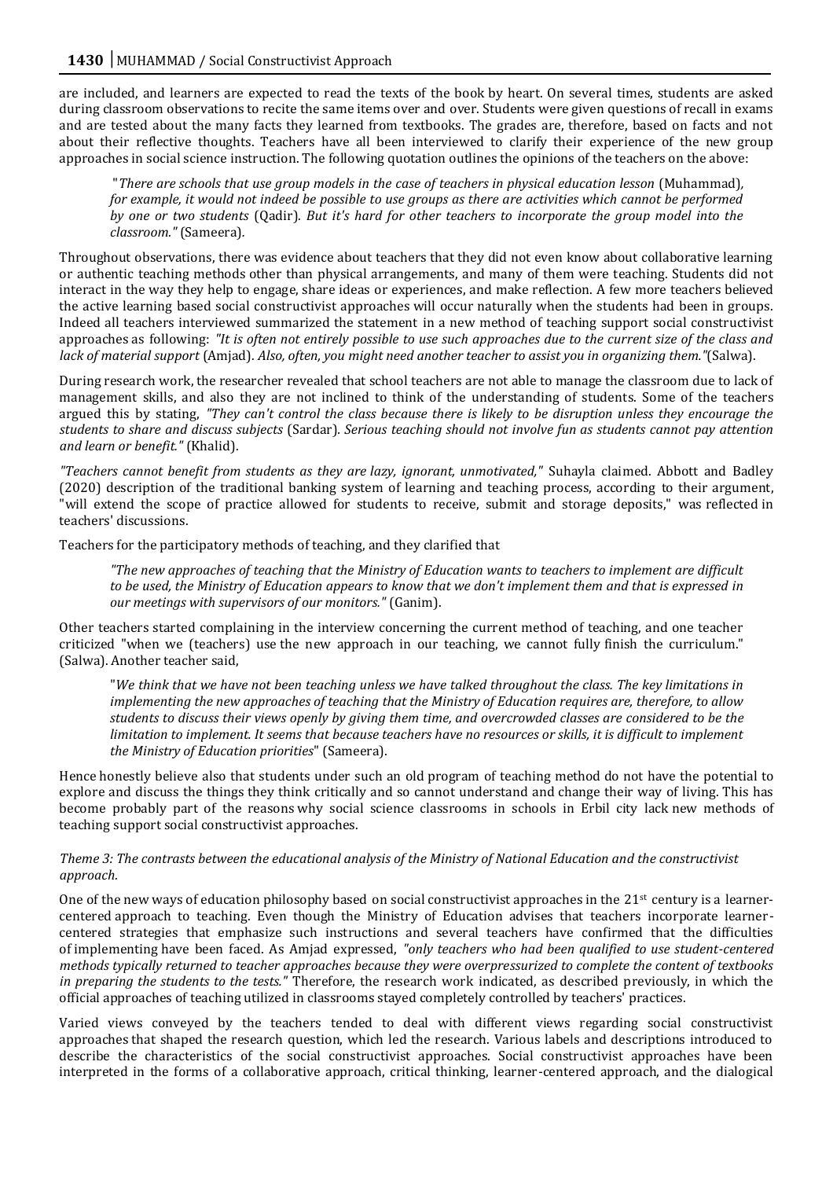are included, and learners are expected to read the texts of the book by heart. On several times, students are asked during classroom observations to recite the same items over and over. Students were given questions of recall in exams and are tested about the many facts they learned from textbooks. The grades are, therefore, based on facts and not about their reflective thoughts. Teachers have all been interviewed to clarify their experience of the new group approaches in social science instruction. The following quotation outlines the opinions of the teachers on the above:

> "*There are schools that use group models in the case of teachers in physical education lesson* (Muhammad)*, for example, it would not indeed be possible to use groups as there are activities which cannot be performed by one or two students* (Qadir)*. But it's hard for other teachers to incorporate the group model into the classroom."* (Sameera)*.*

Throughout observations, there was evidence about teachers that they did not even know about collaborative learning or authentic teaching methods other than physical arrangements, and many of them were teaching. Students did not interact in the way they help to engage, share ideas or experiences, and make reflection. A few more teachers believed the active learning based social constructivist approaches will occur naturally when the students had been in groups. Indeed all teachers interviewed summarized the statement in a new method of teaching support social constructivist approaches as following: *"It is often not entirely possible to use such approaches due to the current size of the class and lack of material support* (Amjad)*. Also, often, you might need another teacher to assist you in organizing them."*(Salwa).

During research work, the researcher revealed that school teachers are not able to manage the classroom due to lack of management skills, and also they are not inclined to think of the understanding of students. Some of the teachers argued this by stating, *"They can't control the class because there is likely to be disruption unless they encourage the students to share and discuss subjects* (Sardar)*. Serious teaching should not involve fun as students cannot pay attention and learn or benefit."* (Khalid).

*"Teachers cannot benefit from students as they are lazy, ignorant, unmotivated,"* Suhayla claimed. Abbott and Badley (2020) description of the traditional banking system of learning and teaching process, according to their argument, "will extend the scope of practice allowed for students to receive, submit and storage deposits," was reflected in teachers' discussions.

Teachers for the participatory methods of teaching, and they clarified that

> *"The new approaches of teaching that the Ministry of Education wants to teachers to implement are difficult to be used, the Ministry of Education appears to know that we don't implement them and that is expressed in our meetings with supervisors of our monitors."* (Ganim).

Other teachers started complaining in the interview concerning the current method of teaching, and one teacher criticized "when we (teachers) use the new approach in our teaching, we cannot fully finish the curriculum." (Salwa). Another teacher said,

> "*We think that we have not been teaching unless we have talked throughout the class. The key limitations in implementing the new approaches of teaching that the Ministry of Education requires are, therefore, to allow students to discuss their views openly by giving them time, and overcrowded classes are considered to be the limitation to implement. It seems that because teachers have no resources or skills, it is difficult to implement the Ministry of Education priorities*" (Sameera).

Hence honestly believe also that students under such an old program of teaching method do not have the potential to explore and discuss the things they think critically and so cannot understand and change their way of living. This has become probably part of the reasons why social science classrooms in schools in Erbil city lack new methods of teaching support social constructivist approaches.

*Theme 3: The contrasts between the educational analysis of the Ministry of National Education and the constructivist approach.*

One of the new ways of education philosophy based on social constructivist approaches in the 21st century is a learner-centered approach to teaching. Even though the Ministry of Education advises that teachers incorporate learner-centered strategies that emphasize such instructions and several teachers have confirmed that the difficulties of implementing have been faced. As Amjad expressed, *"only teachers who had been qualified to use student-centered methods typically returned to teacher approaches because they were overpressurized to complete the content of textbooks in preparing the students to the tests."* Therefore, the research work indicated, as described previously, in which the official approaches of teaching utilized in classrooms stayed completely controlled by teachers' practices.

Varied views conveyed by the teachers tended to deal with different views regarding social constructivist approaches that shaped the research question, which led the research. Various labels and descriptions introduced to describe the characteristics of the social constructivist approaches. Social constructivist approaches have been interpreted in the forms of a collaborative approach, critical thinking, learner-centered approach, and the dialogical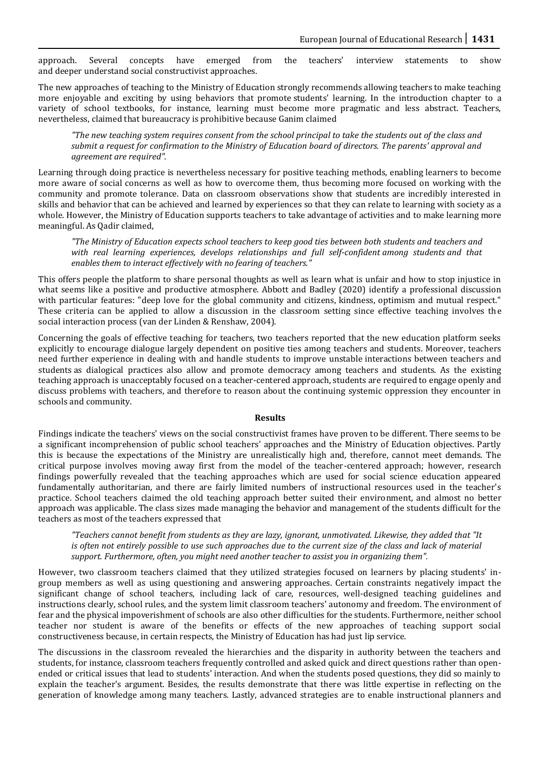approach. Several concepts have emerged from the teachers' interview statements to show and deeper understand social constructivist approaches.

The new approaches of teaching to the Ministry of Education strongly recommends allowing teachers to make teaching more enjoyable and exciting by using behaviors that promote students' learning. In the introduction chapter to a variety of school textbooks, for instance, learning must become more pragmatic and less abstract. Teachers, nevertheless, claimed that bureaucracy is prohibitive because Ganim claimed

> *"The new teaching system requires consent from the school principal to take the students out of the class and submit a request for confirmation to the Ministry of Education board of directors. The parents' approval and agreement are required".*

Learning through doing practice is nevertheless necessary for positive teaching methods, enabling learners to become more aware of social concerns as well as how to overcome them, thus becoming more focused on working with the community and promote tolerance. Data on classroom observations show that students are incredibly interested in skills and behavior that can be achieved and learned by experiences so that they can relate to learning with society as a whole. However, the Ministry of Education supports teachers to take advantage of activities and to make learning more meaningful. As Qadir claimed,

> *"The Ministry of Education expects school teachers to keep good ties between both students and teachers and with real learning experiences, develops relationships and full self-confident among students and that enables them to interact effectively with no fearing of teachers."*

This offers people the platform to share personal thoughts as well as learn what is unfair and how to stop injustice in what seems like a positive and productive atmosphere. Abbott and Badley (2020) identify a professional discussion with particular features: "deep love for the global community and citizens, kindness, optimism and mutual respect." These criteria can be applied to allow a discussion in the classroom setting since effective teaching involves the social interaction process (van der Linden & Renshaw, 2004).

Concerning the goals of effective teaching for teachers, two teachers reported that the new education platform seeks explicitly to encourage dialogue largely dependent on positive ties among teachers and students. Moreover, teachers need further experience in dealing with and handle students to improve unstable interactions between teachers and students as dialogical practices also allow and promote democracy among teachers and students. As the existing teaching approach is unacceptably focused on a teacher-centered approach, students are required to engage openly and discuss problems with teachers, and therefore to reason about the continuing systemic oppression they encounter in schools and community.

## Results

Findings indicate the teachers' views on the social constructivist frames have proven to be different. There seems to be a significant incomprehension of public school teachers' approaches and the Ministry of Education objectives. Partly this is because the expectations of the Ministry are unrealistically high and, therefore, cannot meet demands. The critical purpose involves moving away first from the model of the teacher-centered approach; however, research findings powerfully revealed that the teaching approaches which are used for social science education appeared fundamentally authoritarian, and there are fairly limited numbers of instructional resources used in the teacher's practice. School teachers claimed the old teaching approach better suited their environment, and almost no better approach was applicable. The class sizes made managing the behavior and management of the students difficult for the teachers as most of the teachers expressed that

> *"Teachers cannot benefit from students as they are lazy, ignorant, unmotivated. Likewise, they added that "It is often not entirely possible to use such approaches due to the current size of the class and lack of material support. Furthermore, often, you might need another teacher to assist you in organizing them".*

However, two classroom teachers claimed that they utilized strategies focused on learners by placing students' in-group members as well as using questioning and answering approaches. Certain constraints negatively impact the significant change of school teachers, including lack of care, resources, well-designed teaching guidelines and instructions clearly, school rules, and the system limit classroom teachers' autonomy and freedom. The environment of fear and the physical impoverishment of schools are also other difficulties for the students. Furthermore, neither school teacher nor student is aware of the benefits or effects of the new approaches of teaching support social constructiveness because, in certain respects, the Ministry of Education has had just lip service.

The discussions in the classroom revealed the hierarchies and the disparity in authority between the teachers and students, for instance, classroom teachers frequently controlled and asked quick and direct questions rather than open-ended or critical issues that lead to students' interaction. And when the students posed questions, they did so mainly to explain the teacher's argument. Besides, the results demonstrate that there was little expertise in reflecting on the generation of knowledge among many teachers. Lastly, advanced strategies are to enable instructional planners and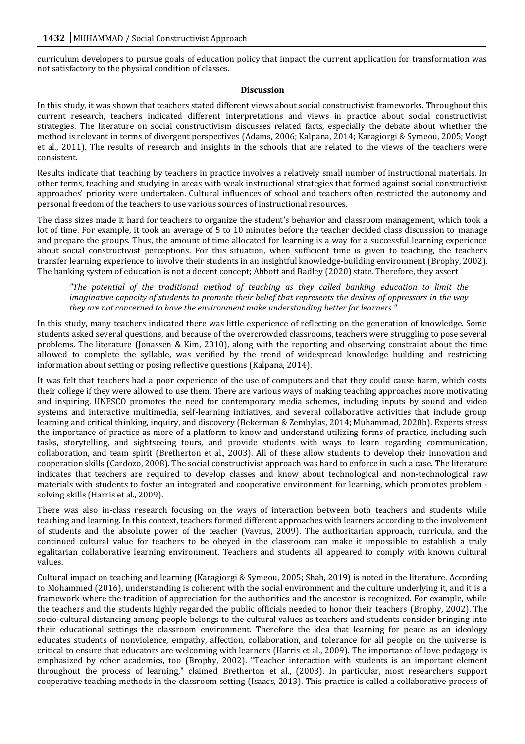curriculum developers to pursue goals of education policy that impact the current application for transformation was not satisfactory to the physical condition of classes.

## Discussion

In this study, it was shown that teachers stated different views about social constructivist frameworks. Throughout this current research, teachers indicated different interpretations and views in practice about social constructivist strategies. The literature on social constructivism discusses related facts, especially the debate about whether the method is relevant in terms of divergent perspectives (Adams, 2006; Kalpana, 2014; Karagiorgi & Symeou, 2005; Voogt et al., 2011). The results of research and insights in the schools that are related to the views of the teachers were consistent.

Results indicate that teaching by teachers in practice involves a relatively small number of instructional materials. In other terms, teaching and studying in areas with weak instructional strategies that formed against social constructivist approaches' priority were undertaken. Cultural influences of school and teachers often restricted the autonomy and personal freedom of the teachers to use various sources of instructional resources.

The class sizes made it hard for teachers to organize the student's behavior and classroom management, which took a lot of time. For example, it took an average of 5 to 10 minutes before the teacher decided class discussion to manage and prepare the groups. Thus, the amount of time allocated for learning is a way for a successful learning experience about social constructivist perceptions. For this situation, when sufficient time is given to teaching, the teachers transfer learning experience to involve their students in an insightful knowledge-building environment (Brophy, 2002). The banking system of education is not a decent concept; Abbott and Badley (2020) state. Therefore, they assert

> *"The potential of the traditional method of teaching as they called banking education to limit the imaginative capacity of students to promote their belief that represents the desires of oppressors in the way they are not concerned to have the environment make understanding better for learners."*

In this study, many teachers indicated there was little experience of reflecting on the generation of knowledge. Some students asked several questions, and because of the overcrowded classrooms, teachers were struggling to pose several problems. The literature (Jonassen & Kim, 2010), along with the reporting and observing constraint about the time allowed to complete the syllable, was verified by the trend of widespread knowledge building and restricting information about setting or posing reflective questions (Kalpana, 2014).

It was felt that teachers had a poor experience of the use of computers and that they could cause harm, which costs their college if they were allowed to use them. There are various ways of making teaching approaches more motivating and inspiring. UNESCO promotes the need for contemporary media schemes, including inputs by sound and video systems and interactive multimedia, self-learning initiatives, and several collaborative activities that include group learning and critical thinking, inquiry, and discovery (Bekerman & Zembylas, 2014; Muhammad, 2020b). Experts stress the importance of practice as more of a platform to know and understand utilizing forms of practice, including such tasks, storytelling, and sightseeing tours, and provide students with ways to learn regarding communication, collaboration, and team spirit (Bretherton et al., 2003). All of these allow students to develop their innovation and cooperation skills (Cardozo, 2008). The social constructivist approach was hard to enforce in such a case. The literature indicates that teachers are required to develop classes and know about technological and non-technological raw materials with students to foster an integrated and cooperative environment for learning, which promotes problem - solving skills (Harris et al., 2009).

There was also in-class research focusing on the ways of interaction between both teachers and students while teaching and learning. In this context, teachers formed different approaches with learners according to the involvement of students and the absolute power of the teacher (Vavrus, 2009). The authoritarian approach, curricula, and the continued cultural value for teachers to be obeyed in the classroom can make it impossible to establish a truly egalitarian collaborative learning environment. Teachers and students all appeared to comply with known cultural values.

Cultural impact on teaching and learning (Karagiorgi & Symeou, 2005; Shah, 2019) is noted in the literature. According to Mohammed (2016), understanding is coherent with the social environment and the culture underlying it, and it is a framework where the tradition of appreciation for the authorities and the ancestor is recognized. For example, while the teachers and the students highly regarded the public officials needed to honor their teachers (Brophy, 2002). The socio-cultural distancing among people belongs to the cultural values as teachers and students consider bringing into their educational settings the classroom environment. Therefore the idea that learning for peace as an ideology educates students of nonviolence, empathy, affection, collaboration, and tolerance for all people on the universe is critical to ensure that educators are welcoming with learners (Harris et al., 2009). The importance of love pedagogy is emphasized by other academics, too (Brophy, 2002). "Teacher interaction with students is an important element throughout the process of learning," claimed Bretherton et al., (2003). In particular, most researchers support cooperative teaching methods in the classroom setting (Isaacs, 2013). This practice is called a collaborative process of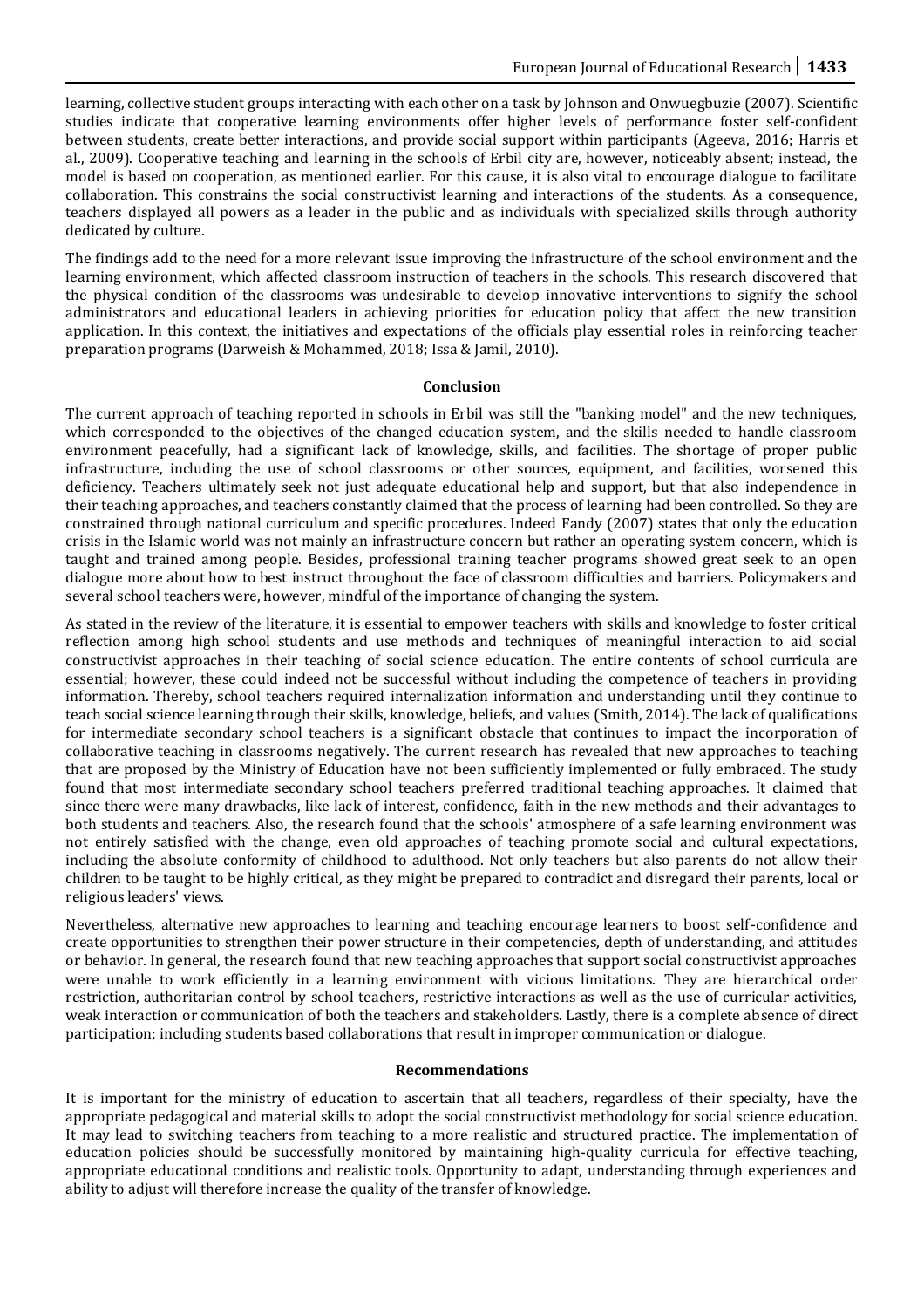learning, collective student groups interacting with each other on a task by Johnson and Onwuegbuzie (2007). Scientific studies indicate that cooperative learning environments offer higher levels of performance foster self-confident between students, create better interactions, and provide social support within participants (Ageeva, 2016; Harris et al., 2009). Cooperative teaching and learning in the schools of Erbil city are, however, noticeably absent; instead, the model is based on cooperation, as mentioned earlier. For this cause, it is also vital to encourage dialogue to facilitate collaboration. This constrains the social constructivist learning and interactions of the students. As a consequence, teachers displayed all powers as a leader in the public and as individuals with specialized skills through authority dedicated by culture.

The findings add to the need for a more relevant issue improving the infrastructure of the school environment and the learning environment, which affected classroom instruction of teachers in the schools. This research discovered that the physical condition of the classrooms was undesirable to develop innovative interventions to signify the school administrators and educational leaders in achieving priorities for education policy that affect the new transition application. In this context, the initiatives and expectations of the officials play essential roles in reinforcing teacher preparation programs (Darweish & Mohammed, 2018; Issa & Jamil, 2010).

## Conclusion

The current approach of teaching reported in schools in Erbil was still the "banking model" and the new techniques, which corresponded to the objectives of the changed education system, and the skills needed to handle classroom environment peacefully, had a significant lack of knowledge, skills, and facilities. The shortage of proper public infrastructure, including the use of school classrooms or other sources, equipment, and facilities, worsened this deficiency. Teachers ultimately seek not just adequate educational help and support, but that also independence in their teaching approaches, and teachers constantly claimed that the process of learning had been controlled. So they are constrained through national curriculum and specific procedures. Indeed Fandy (2007) states that only the education crisis in the Islamic world was not mainly an infrastructure concern but rather an operating system concern, which is taught and trained among people. Besides, professional training teacher programs showed great seek to an open dialogue more about how to best instruct throughout the face of classroom difficulties and barriers. Policymakers and several school teachers were, however, mindful of the importance of changing the system.

As stated in the review of the literature, it is essential to empower teachers with skills and knowledge to foster critical reflection among high school students and use methods and techniques of meaningful interaction to aid social constructivist approaches in their teaching of social science education. The entire contents of school curricula are essential; however, these could indeed not be successful without including the competence of teachers in providing information. Thereby, school teachers required internalization information and understanding until they continue to teach social science learning through their skills, knowledge, beliefs, and values (Smith, 2014). The lack of qualifications for intermediate secondary school teachers is a significant obstacle that continues to impact the incorporation of collaborative teaching in classrooms negatively. The current research has revealed that new approaches to teaching that are proposed by the Ministry of Education have not been sufficiently implemented or fully embraced. The study found that most intermediate secondary school teachers preferred traditional teaching approaches. It claimed that since there were many drawbacks, like lack of interest, confidence, faith in the new methods and their advantages to both students and teachers. Also, the research found that the schools' atmosphere of a safe learning environment was not entirely satisfied with the change, even old approaches of teaching promote social and cultural expectations, including the absolute conformity of childhood to adulthood. Not only teachers but also parents do not allow their children to be taught to be highly critical, as they might be prepared to contradict and disregard their parents, local or religious leaders' views.

Nevertheless, alternative new approaches to learning and teaching encourage learners to boost self-confidence and create opportunities to strengthen their power structure in their competencies, depth of understanding, and attitudes or behavior. In general, the research found that new teaching approaches that support social constructivist approaches were unable to work efficiently in a learning environment with vicious limitations. They are hierarchical order restriction, authoritarian control by school teachers, restrictive interactions as well as the use of curricular activities, weak interaction or communication of both the teachers and stakeholders. Lastly, there is a complete absence of direct participation; including students based collaborations that result in improper communication or dialogue.

## Recommendations

It is important for the ministry of education to ascertain that all teachers, regardless of their specialty, have the appropriate pedagogical and material skills to adopt the social constructivist methodology for social science education. It may lead to switching teachers from teaching to a more realistic and structured practice. The implementation of education policies should be successfully monitored by maintaining high-quality curricula for effective teaching, appropriate educational conditions and realistic tools. Opportunity to adapt, understanding through experiences and ability to adjust will therefore increase the quality of the transfer of knowledge.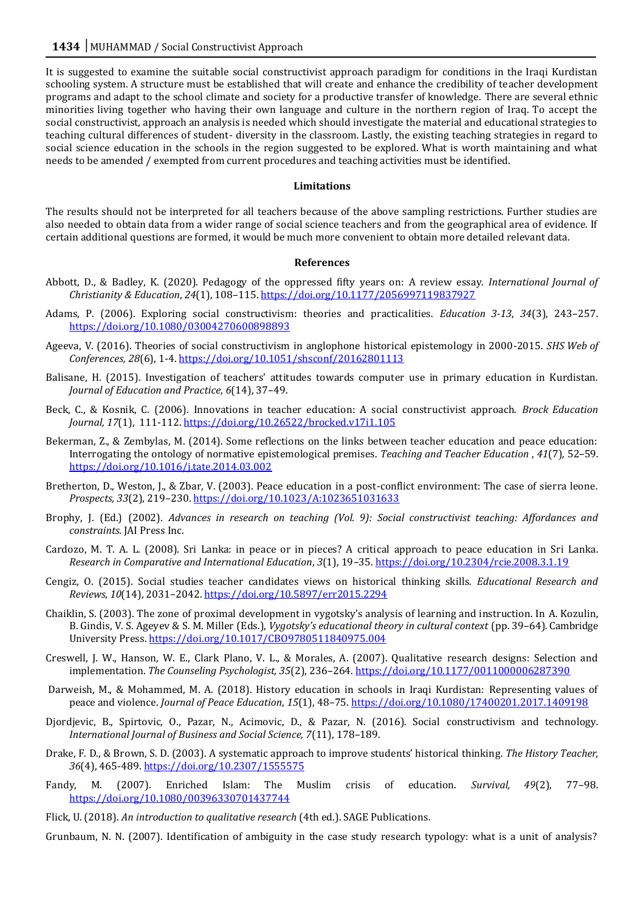It is suggested to examine the suitable social constructivist approach paradigm for conditions in the Iraqi Kurdistan schooling system. A structure must be established that will create and enhance the credibility of teacher development programs and adapt to the school climate and society for a productive transfer of knowledge. There are several ethnic minorities living together who having their own language and culture in the northern region of Iraq. To accept the social constructivist, approach an analysis is needed which should investigate the material and educational strategies to teaching cultural differences of student- diversity in the classroom. Lastly, the existing teaching strategies in regard to social science education in the schools in the region suggested to be explored. What is worth maintaining and what needs to be amended / exempted from current procedures and teaching activities must be identified.

## Limitations

The results should not be interpreted for all teachers because of the above sampling restrictions. Further studies are also needed to obtain data from a wider range of social science teachers and from the geographical area of evidence. If certain additional questions are formed, it would be much more convenient to obtain more detailed relevant data.

## References

Abbott, D., & Badley, K. (2020). Pedagogy of the oppressed fifty years on: A review essay. *International Journal of Christianity & Education*, *24*(1), 108–115. https://doi.org/10.1177/2056997119837927

Adams, P. (2006). Exploring social constructivism: theories and practicalities. *Education 3-13*, *34*(3), 243–257. https://doi.org/10.1080/03004270600898893

Ageeva, V. (2016). Theories of social constructivism in anglophone historical epistemology in 2000-2015. *SHS Web of Conferences, 28*(6), 1-4. https://doi.org/10.1051/shsconf/20162801113

Balisane, H. (2015). Investigation of teachers' attitudes towards computer use in primary education in Kurdistan. *Journal of Education and Practice*, *6*(14), 37–49.

Beck, C., & Kosnik, C. (2006). Innovations in teacher education: A social constructivist approach. *Brock Education Journal, 17*(1), 111-112. https://doi.org/10.26522/brocked.v17i1.105

Bekerman, Z., & Zembylas, M. (2014). Some reflections on the links between teacher education and peace education: Interrogating the ontology of normative epistemological premises. *Teaching and Teacher Education* , *41*(7), 52–59. https://doi.org/10.1016/j.tate.2014.03.002

Bretherton, D., Weston, J., & Zbar, V. (2003). Peace education in a post-conflict environment: The case of sierra leone. *Prospects, 33*(2), 219–230. https://doi.org/10.1023/A:1023651031633

Brophy, J. (Ed.) (2002). *Advances in research on teaching (Vol. 9): Social constructivist teaching: Affordances and constraints.* JAI Press Inc.

Cardozo, M. T. A. L. (2008). Sri Lanka: in peace or in pieces? A critical approach to peace education in Sri Lanka. *Research in Comparative and International Education*, *3*(1), 19–35. https://doi.org/10.2304/rcie.2008.3.1.19

Cengiz, O. (2015). Social studies teacher candidates views on historical thinking skills. *Educational Research and Reviews*, *10*(14), 2031–2042. https://doi.org/10.5897/err2015.2294

Chaiklin, S. (2003). The zone of proximal development in vygotsky's analysis of learning and instruction. In A. Kozulin, B. Gindis, V. S. Ageyev & S. M. Miller (Eds.), *Vygotsky's educational theory in cultural context* (pp. 39–64). Cambridge University Press. https://doi.org/10.1017/CBO9780511840975.004

Creswell, J. W., Hanson, W. E., Clark Plano, V. L., & Morales, A. (2007). Qualitative research designs: Selection and implementation. *The Counseling Psychologist, 35*(2), 236–264. https://doi.org/10.1177/0011000006287390

Darweish, M., & Mohammed, M. A. (2018). History education in schools in Iraqi Kurdistan: Representing values of peace and violence. *Journal of Peace Education*, *15*(1), 48–75. https://doi.org/10.1080/17400201.2017.1409198

Djordjevic, B., Spirtovic, O., Pazar, N., Acimovic, D., & Pazar, N. (2016). Social constructivism and technology. *International Journal of Business and Social Science, 7*(11), 178–189.

Drake, F. D., & Brown, S. D. (2003). A systematic approach to improve students' historical thinking. *The History Teacher, 36*(4), 465-489. https://doi.org/10.2307/1555575

Fandy, M. (2007). Enriched Islam: The Muslim crisis of education. *Survival, 49*(2), 77–98. https://doi.org/10.1080/00396330701437744

Flick, U. (2018). *An introduction to qualitative research* (4th ed.). SAGE Publications.

Grunbaum, N. N. (2007). Identification of ambiguity in the case study research typology: what is a unit of analysis?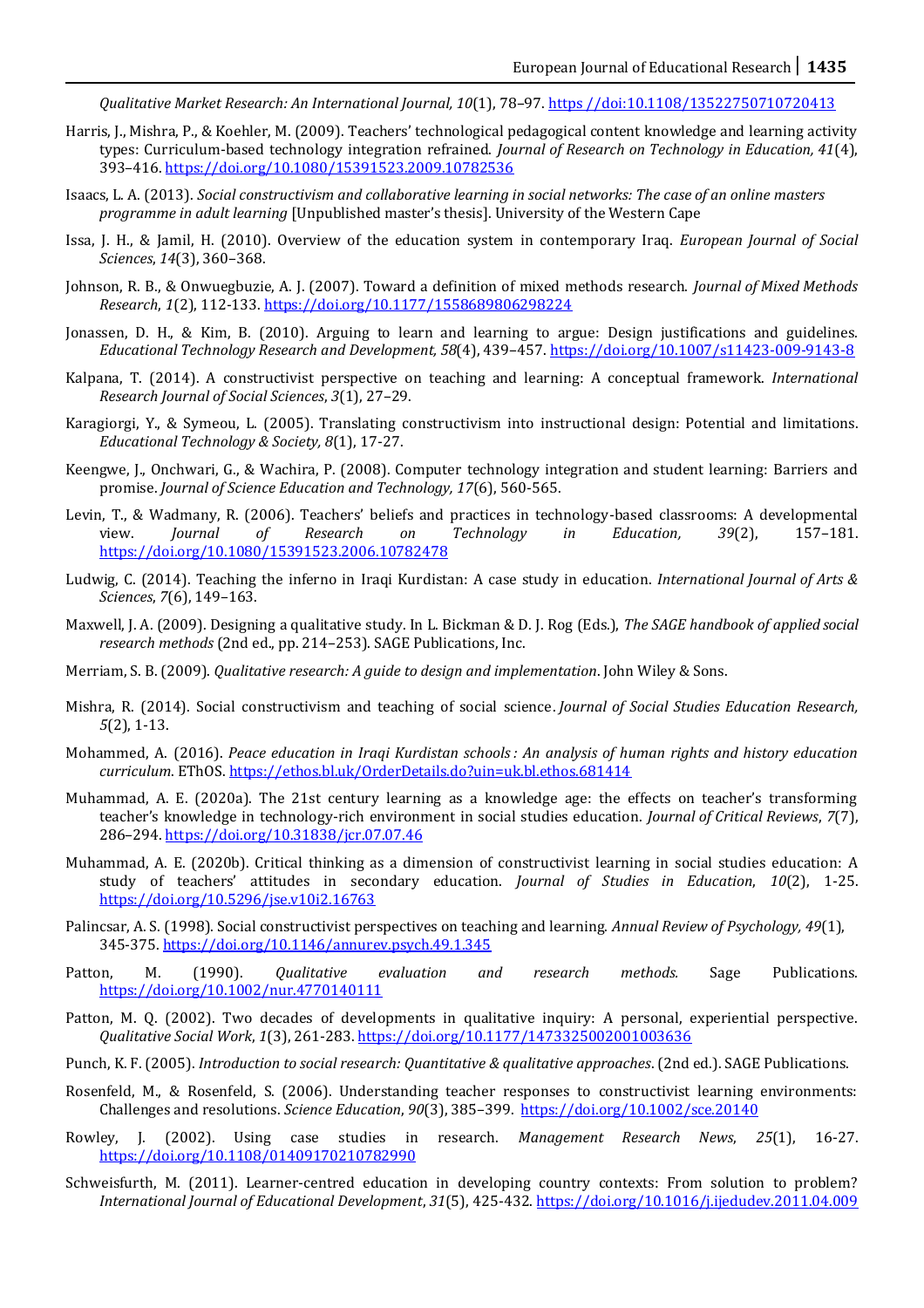*Qualitative Market Research: An International Journal, 10*(1), 78–97. https //doi:10.1108/13522750710720413

Harris, J., Mishra, P., & Koehler, M. (2009). Teachers' technological pedagogical content knowledge and learning activity types: Curriculum-based technology integration reframed. *Journal of Research on Technology in Education, 41*(4), 393–416. https://doi.org/10.1080/15391523.2009.10782536

Isaacs, L. A. (2013). *Social constructivism and collaborative learning in social networks: The case of an online masters programme in adult learning* [Unpublished master's thesis]. University of the Western Cape

Issa, J. H., & Jamil, H. (2010). Overview of the education system in contemporary Iraq. *European Journal of Social Sciences*, *14*(3), 360–368.

Johnson, R. B., & Onwuegbuzie, A. J. (2007). Toward a definition of mixed methods research. *Journal of Mixed Methods Research*, *1*(2), 112-133. https://doi.org/10.1177/1558689806298224

Jonassen, D. H., & Kim, B. (2010). Arguing to learn and learning to argue: Design justifications and guidelines. *Educational Technology Research and Development, 58*(4), 439–457. https://doi.org/10.1007/s11423-009-9143-8

Kalpana, T. (2014). A constructivist perspective on teaching and learning: A conceptual framework. *International Research Journal of Social Sciences*, *3*(1), 27–29.

Karagiorgi, Y., & Symeou, L. (2005). Translating constructivism into instructional design: Potential and limitations. *Educational Technology & Society, 8*(1), 17-27.

Keengwe, J., Onchwari, G., & Wachira, P. (2008). Computer technology integration and student learning: Barriers and promise. *Journal of Science Education and Technology, 17*(6), 560-565.

Levin, T., & Wadmany, R. (2006). Teachers' beliefs and practices in technology-based classrooms: A developmental view. *Journal of Research on Technology in Education, 39*(2), 157–181. https://doi.org/10.1080/15391523.2006.10782478

Ludwig, C. (2014). Teaching the inferno in Iraqi Kurdistan: A case study in education. *International Journal of Arts & Sciences*, *7*(6), 149–163.

Maxwell, J. A. (2009). Designing a qualitative study. In L. Bickman & D. J. Rog (Eds.), *The SAGE handbook of applied social research methods* (2nd ed., pp. 214–253). SAGE Publications, Inc.

Merriam, S. B. (2009). *Qualitative research: A guide to design and implementation*. John Wiley & Sons.

Mishra, R. (2014). Social constructivism and teaching of social science. *Journal of Social Studies Education Research, 5*(2), 1-13.

Mohammed, A. (2016). *Peace education in Iraqi Kurdistan schools : An analysis of human rights and history education curriculum.* EThOS. https://ethos.bl.uk/OrderDetails.do?uin=uk.bl.ethos.681414

Muhammad, A. E. (2020a). The 21st century learning as a knowledge age: the effects on teacher's transforming teacher's knowledge in technology-rich environment in social studies education. *Journal of Critical Reviews*, *7*(7), 286–294. https://doi.org/10.31838/jcr.07.07.46

Muhammad, A. E. (2020b). Critical thinking as a dimension of constructivist learning in social studies education: A study of teachers' attitudes in secondary education. *Journal of Studies in Education*, *10*(2), 1-25. https://doi.org/10.5296/jse.v10i2.16763

Palincsar, A. S. (1998). Social constructivist perspectives on teaching and learning. *Annual Review of Psychology, 49*(1), 345-375. https://doi.org/10.1146/annurev.psych.49.1.345

Patton, M. (1990). *Qualitative evaluation and research methods.* Sage Publications. https://doi.org/10.1002/nur.4770140111

Patton, M. Q. (2002). Two decades of developments in qualitative inquiry: A personal, experiential perspective. *Qualitative Social Work*, *1*(3), 261-283. https://doi.org/10.1177/1473325002001003636

Punch, K. F. (2005). *Introduction to social research: Quantitative & qualitative approaches*. (2nd ed.). SAGE Publications.

Rosenfeld, M., & Rosenfeld, S. (2006). Understanding teacher responses to constructivist learning environments: Challenges and resolutions. *Science Education*, *90*(3), 385–399. https://doi.org/10.1002/sce.20140

Rowley, J. (2002). Using case studies in research. *Management Research News*, *25*(1), 16-27. https://doi.org/10.1108/01409170210782990

Schweisfurth, M. (2011). Learner-centred education in developing country contexts: From solution to problem? *International Journal of Educational Development*, *31*(5), 425-432. https://doi.org/10.1016/j.ijedudev.2011.04.009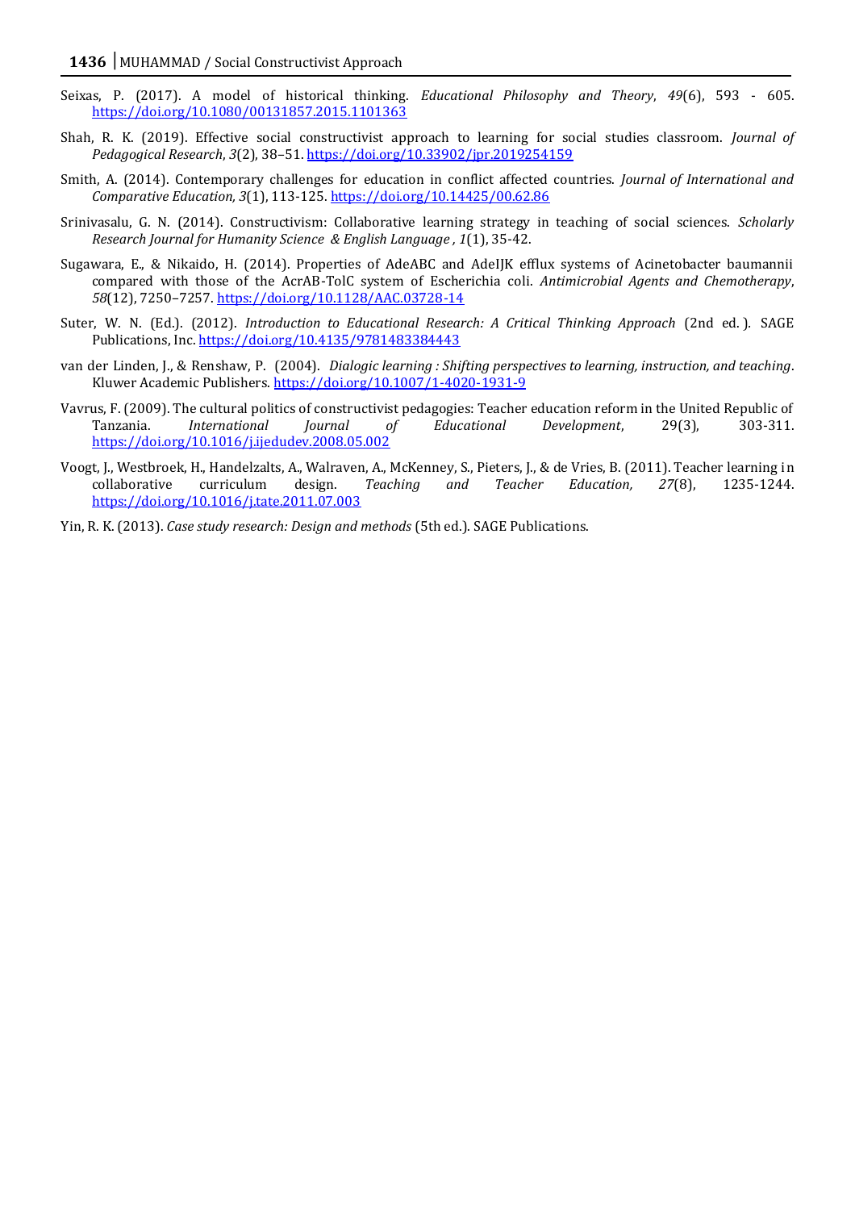Seixas, P. (2017). A model of historical thinking. *Educational Philosophy and Theory*, *49*(6), 593 - 605. https://doi.org/10.1080/00131857.2015.1101363

Shah, R. K. (2019). Effective social constructivist approach to learning for social studies classroom. *Journal of Pedagogical Research*, *3*(2), 38–51. https://doi.org/10.33902/jpr.2019254159

Smith, A. (2014). Contemporary challenges for education in conflict affected countries. *Journal of International and Comparative Education, 3*(1), 113-125. https://doi.org/10.14425/00.62.86

Srinivasalu, G. N. (2014). Constructivism: Collaborative learning strategy in teaching of social sciences. *Scholarly Research Journal for Humanity Science & English Language , 1*(1), 35-42.

Sugawara, E., & Nikaido, H. (2014). Properties of AdeABC and AdeIJK efflux systems of Acinetobacter baumannii compared with those of the AcrAB-TolC system of Escherichia coli. *Antimicrobial Agents and Chemotherapy*, *58*(12), 7250–7257. https://doi.org/10.1128/AAC.03728-14

Suter, W. N. (Ed.). (2012). *Introduction to Educational Research: A Critical Thinking Approach* (2nd ed. ). SAGE Publications, Inc. https://doi.org/10.4135/9781483384443

van der Linden, J., & Renshaw, P. (2004). *Dialogic learning : Shifting perspectives to learning, instruction, and teaching*. Kluwer Academic Publishers. https://doi.org/10.1007/1-4020-1931-9

Vavrus, F. (2009). The cultural politics of constructivist pedagogies: Teacher education reform in the United Republic of Tanzania. *International Journal of Educational Development*, 29(3), 303-311. https://doi.org/10.1016/j.ijedudev.2008.05.002

Voogt, J., Westbroek, H., Handelzalts, A., Walraven, A., McKenney, S., Pieters, J., & de Vries, B. (2011). Teacher learning in collaborative curriculum design. *Teaching and Teacher Education, 27*(8), 1235-1244. https://doi.org/10.1016/j.tate.2011.07.003

Yin, R. K. (2013). *Case study research: Design and methods* (5th ed.). SAGE Publications.